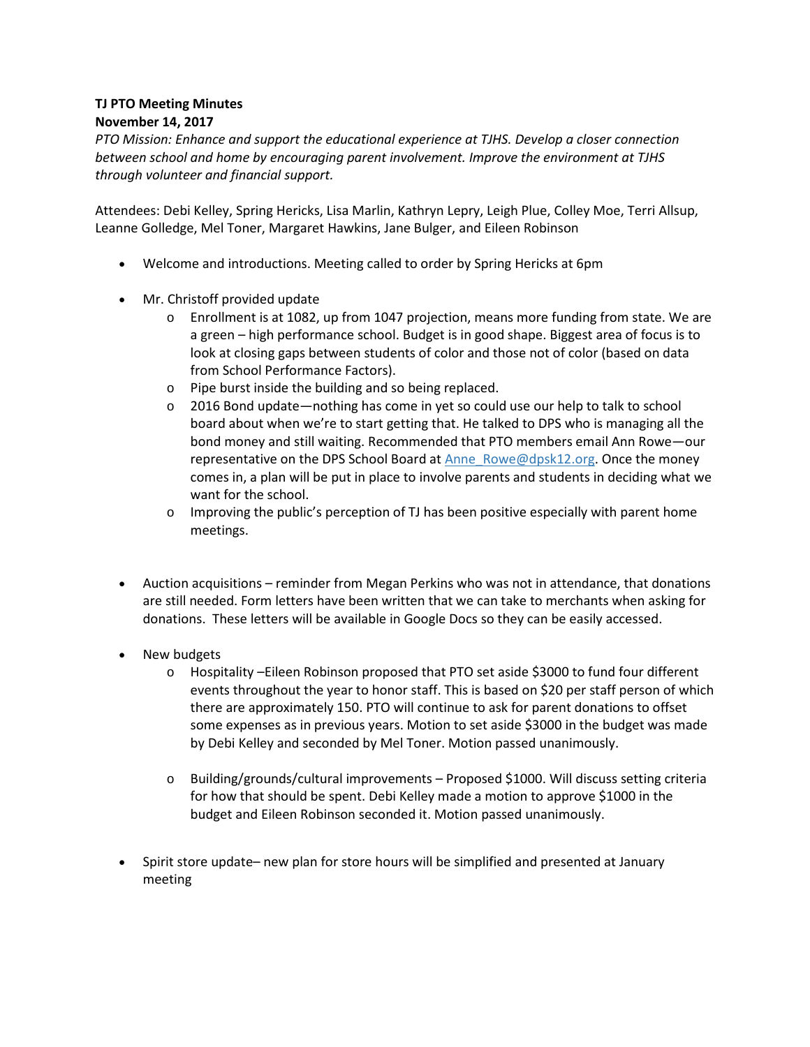**TJ PTO Meeting Minutes**
**November 14, 2017**
*PTO Mission: Enhance and support the educational experience at TJHS. Develop a closer connection between school and home by encouraging parent involvement. Improve the environment at TJHS through volunteer and financial support.*

Attendees: Debi Kelley, Spring Hericks, Lisa Marlin, Kathryn Lepry, Leigh Plue, Colley Moe, Terri Allsup, Leanne Golledge, Mel Toner, Margaret Hawkins, Jane Bulger, and Eileen Robinson

- Welcome and introductions. Meeting called to order by Spring Hericks at 6pm

- Mr. Christoff provided update
  - Enrollment is at 1082, up from 1047 projection, means more funding from state. We are a green – high performance school. Budget is in good shape. Biggest area of focus is to look at closing gaps between students of color and those not of color (based on data from School Performance Factors).
  - Pipe burst inside the building and so being replaced.
  - 2016 Bond update—nothing has come in yet so could use our help to talk to school board about when we're to start getting that. He talked to DPS who is managing all the bond money and still waiting. Recommended that PTO members email Ann Rowe—our representative on the DPS School Board at [Anne_Rowe@dpsk12.org](mailto:Anne_Rowe@dpsk12.org). Once the money comes in, a plan will be put in place to involve parents and students in deciding what we want for the school.
  - Improving the public's perception of TJ has been positive especially with parent home meetings.

- Auction acquisitions – reminder from Megan Perkins who was not in attendance, that donations are still needed. Form letters have been written that we can take to merchants when asking for donations. These letters will be available in Google Docs so they can be easily accessed.

- New budgets
  - Hospitality –Eileen Robinson proposed that PTO set aside $3000 to fund four different events throughout the year to honor staff. This is based on $20 per staff person of which there are approximately 150. PTO will continue to ask for parent donations to offset some expenses as in previous years. Motion to set aside $3000 in the budget was made by Debi Kelley and seconded by Mel Toner. Motion passed unanimously.

  - Building/grounds/cultural improvements – Proposed $1000. Will discuss setting criteria for how that should be spent. Debi Kelley made a motion to approve $1000 in the budget and Eileen Robinson seconded it. Motion passed unanimously.

- Spirit store update– new plan for store hours will be simplified and presented at January meeting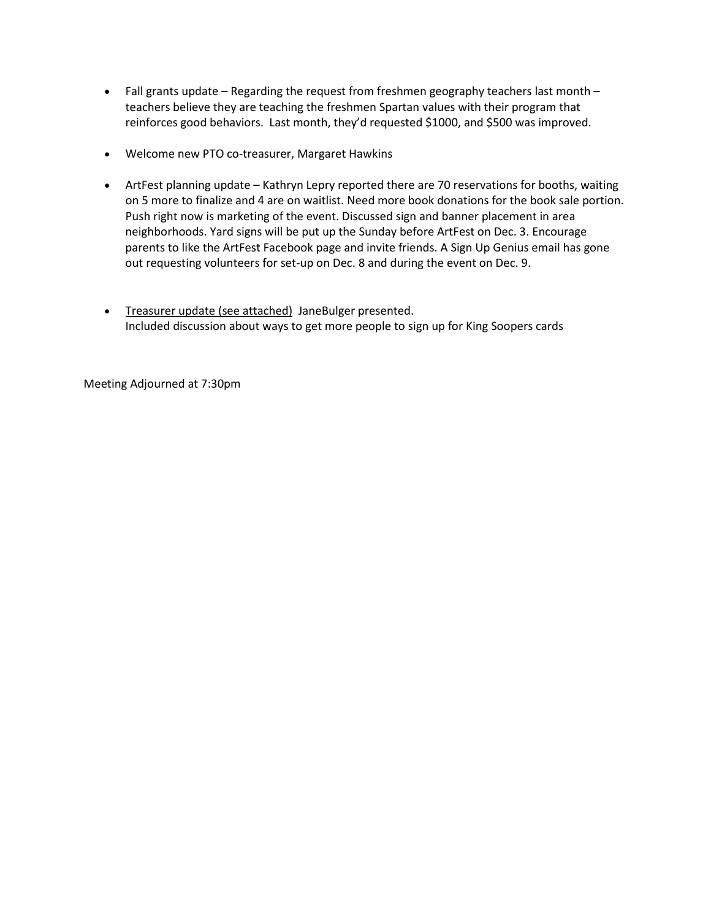- Fall grants update – Regarding the request from freshmen geography teachers last month – teachers believe they are teaching the freshmen Spartan values with their program that reinforces good behaviors. Last month, they'd requested $1000, and $500 was improved.

- Welcome new PTO co-treasurer, Margaret Hawkins

- ArtFest planning update – Kathryn Lepry reported there are 70 reservations for booths, waiting on 5 more to finalize and 4 are on waitlist. Need more book donations for the book sale portion. Push right now is marketing of the event. Discussed sign and banner placement in area neighborhoods. Yard signs will be put up the Sunday before ArtFest on Dec. 3. Encourage parents to like the ArtFest Facebook page and invite friends. A Sign Up Genius email has gone out requesting volunteers for set-up on Dec. 8 and during the event on Dec. 9.

- <u>Treasurer update (see attached)</u> JaneBulger presented.
  Included discussion about ways to get more people to sign up for King Soopers cards

Meeting Adjourned at 7:30pm